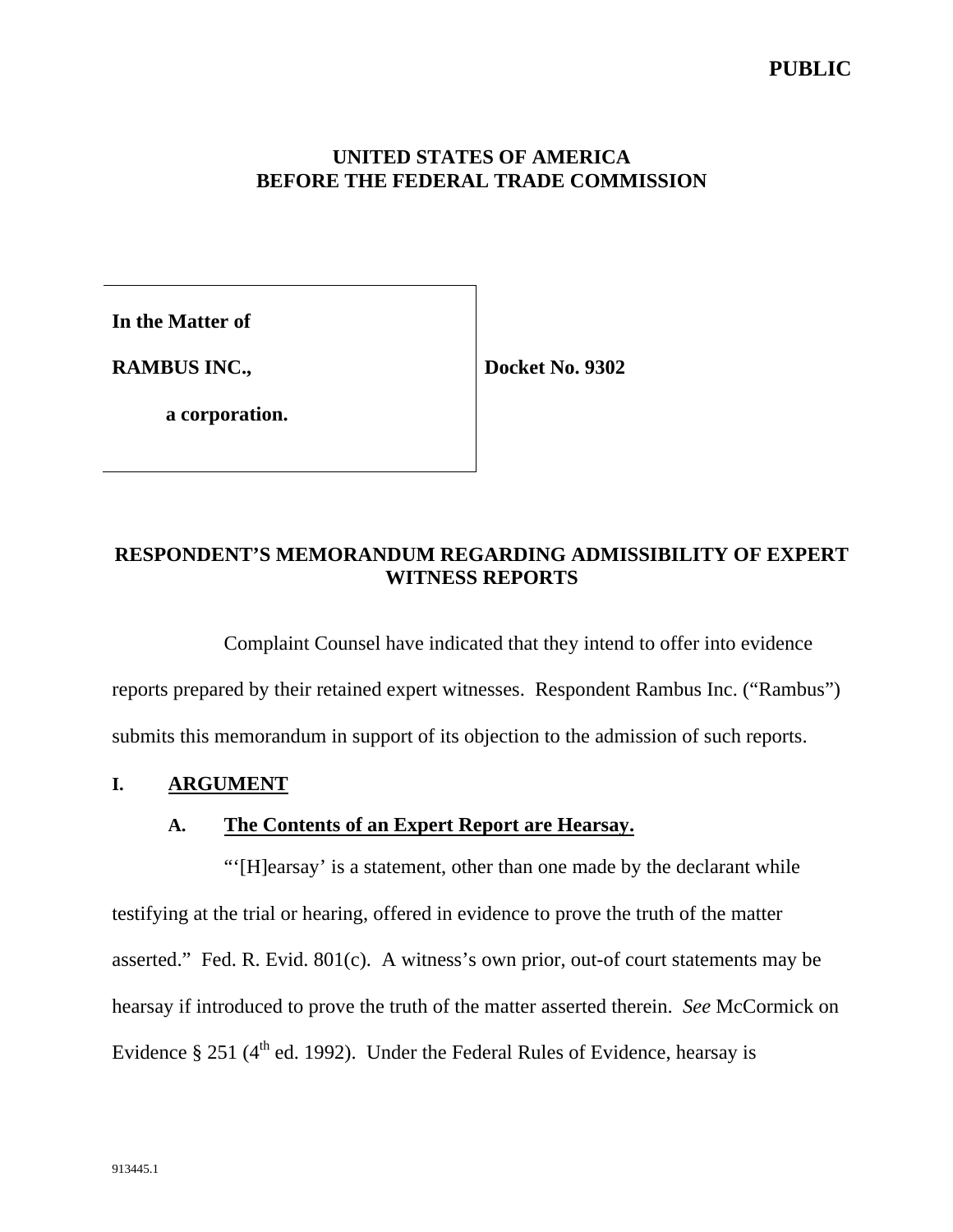**PUBLIC**

**UNITED STATES OF AMERICA**
**BEFORE THE FEDERAL TRADE COMMISSION**

| | |
|---|---|
| **In the Matter of** <br> **RAMBUS INC.,** <br> **a corporation.** | **Docket No. 9302** |

## RESPONDENT'S MEMORANDUM REGARDING ADMISSIBILITY OF EXPERT WITNESS REPORTS

Complaint Counsel have indicated that they intend to offer into evidence reports prepared by their retained expert witnesses. Respondent Rambus Inc. ("Rambus") submits this memorandum in support of its objection to the admission of such reports.

### I. ARGUMENT

#### A. The Contents of an Expert Report are Hearsay.

"'[H]earsay' is a statement, other than one made by the declarant while testifying at the trial or hearing, offered in evidence to prove the truth of the matter asserted." Fed. R. Evid. 801(c). A witness's own prior, out-of court statements may be hearsay if introduced to prove the truth of the matter asserted therein. *See* McCormick on Evidence § 251 (4th ed. 1992). Under the Federal Rules of Evidence, hearsay is

913445.1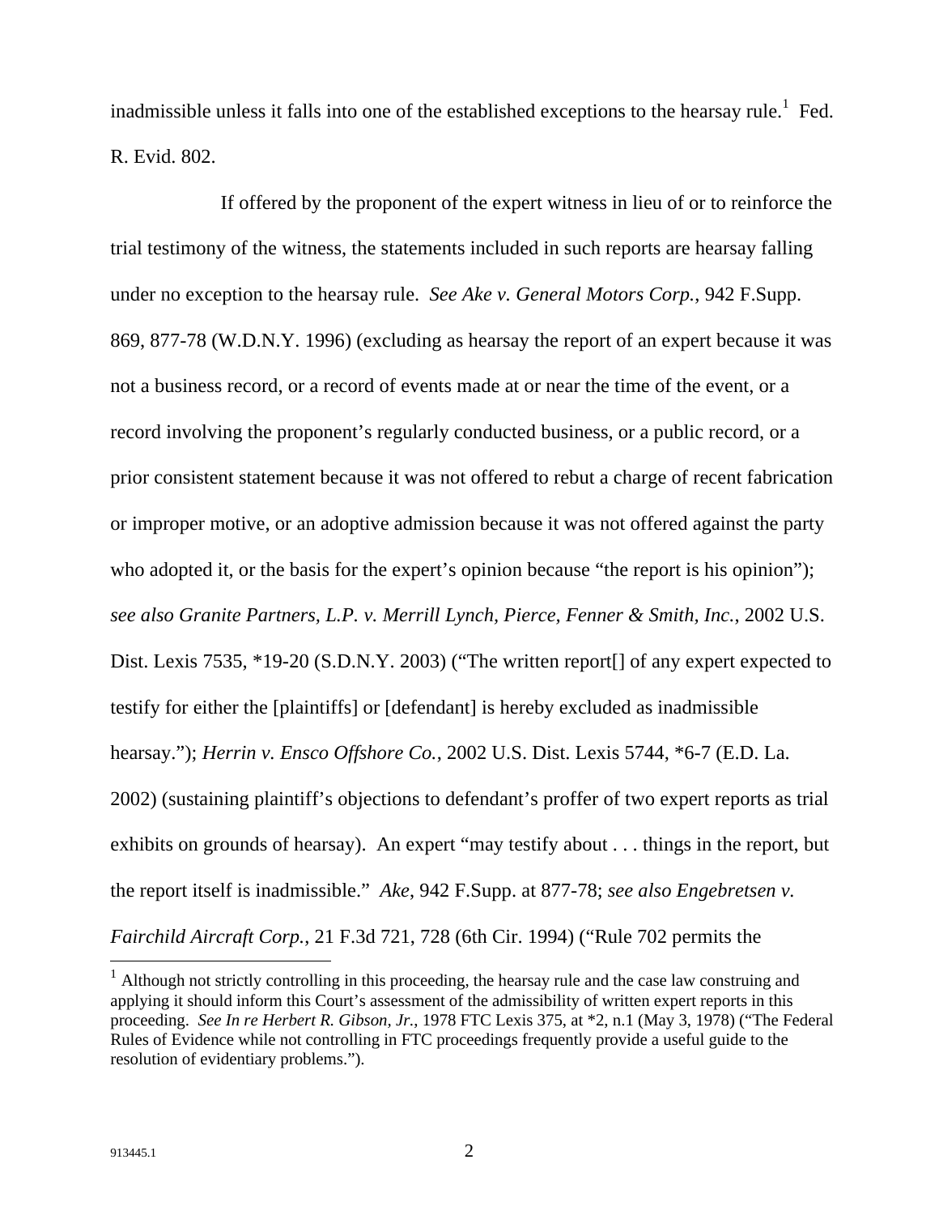inadmissible unless it falls into one of the established exceptions to the hearsay rule.[1] Fed. R. Evid. 802.

If offered by the proponent of the expert witness in lieu of or to reinforce the trial testimony of the witness, the statements included in such reports are hearsay falling under no exception to the hearsay rule. *See Ake v. General Motors Corp.*, 942 F.Supp. 869, 877-78 (W.D.N.Y. 1996) (excluding as hearsay the report of an expert because it was not a business record, or a record of events made at or near the time of the event, or a record involving the proponent's regularly conducted business, or a public record, or a prior consistent statement because it was not offered to rebut a charge of recent fabrication or improper motive, or an adoptive admission because it was not offered against the party who adopted it, or the basis for the expert's opinion because "the report is his opinion"); *see also Granite Partners, L.P. v. Merrill Lynch, Pierce, Fenner & Smith, Inc.*, 2002 U.S. Dist. Lexis 7535, *19-20 (S.D.N.Y. 2003) ("The written report[] of any expert expected to testify for either the [plaintiffs] or [defendant] is hereby excluded as inadmissible hearsay."); *Herrin v. Ensco Offshore Co.*, 2002 U.S. Dist. Lexis 5744, *6-7 (E.D. La. 2002) (sustaining plaintiff's objections to defendant's proffer of two expert reports as trial exhibits on grounds of hearsay). An expert "may testify about . . . things in the report, but the report itself is inadmissible." *Ake*, 942 F.Supp. at 877-78; *see also Engebretsen v. Fairchild Aircraft Corp.*, 21 F.3d 721, 728 (6th Cir. 1994) ("Rule 702 permits the

---

[1] Although not strictly controlling in this proceeding, the hearsay rule and the case law construing and applying it should inform this Court's assessment of the admissibility of written expert reports in this proceeding. *See In re Herbert R. Gibson, Jr.*, 1978 FTC Lexis 375, at *2, n.1 (May 3, 1978) ("The Federal Rules of Evidence while not controlling in FTC proceedings frequently provide a useful guide to the resolution of evidentiary problems.").

913445.1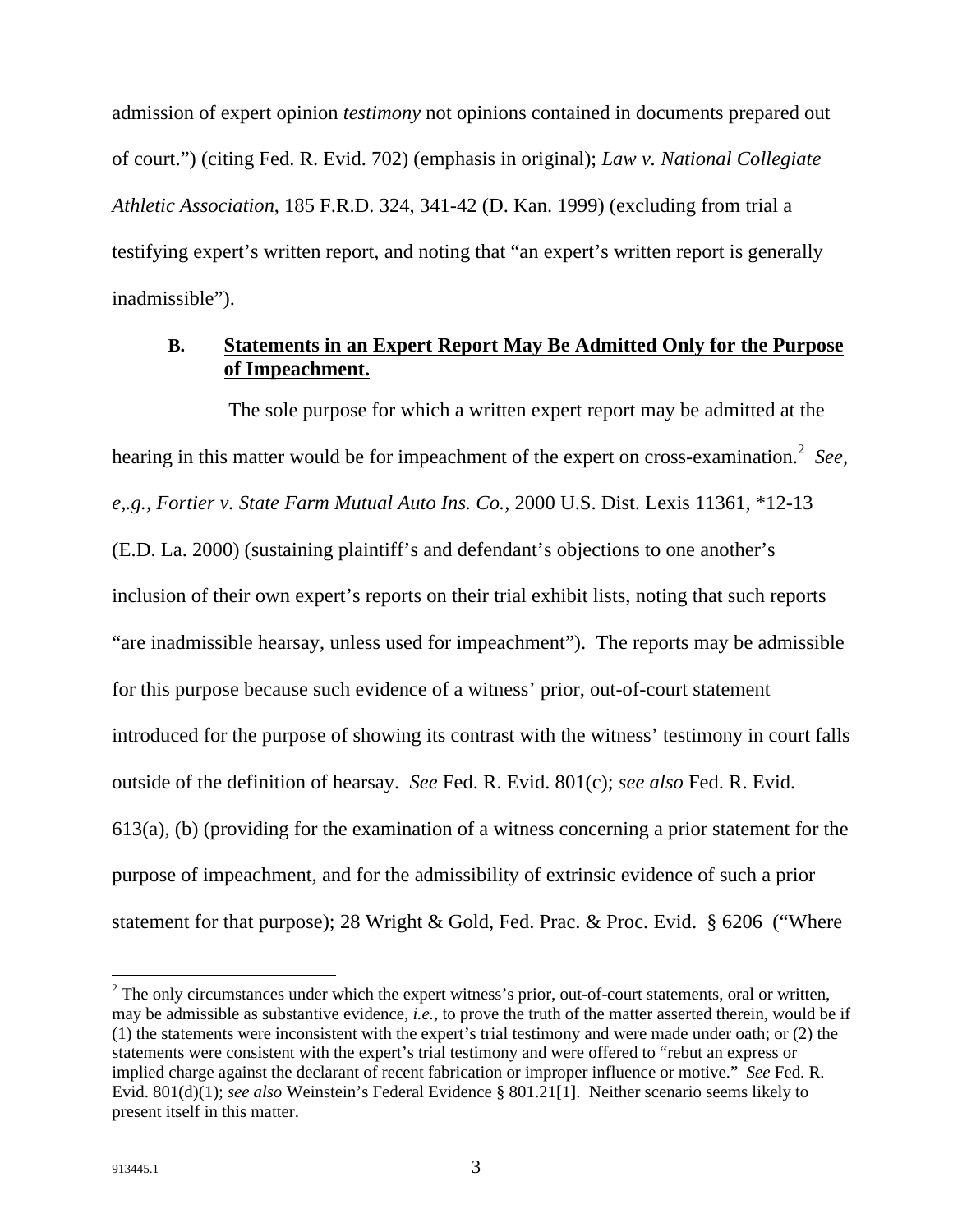admission of expert opinion *testimony* not opinions contained in documents prepared out of court.") (citing Fed. R. Evid. 702) (emphasis in original); *Law v. National Collegiate Athletic Association*, 185 F.R.D. 324, 341-42 (D. Kan. 1999) (excluding from trial a testifying expert's written report, and noting that "an expert's written report is generally inadmissible").

### B. Statements in an Expert Report May Be Admitted Only for the Purpose of Impeachment.

The sole purpose for which a written expert report may be admitted at the hearing in this matter would be for impeachment of the expert on cross-examination.[2] *See, e,.g.*, *Fortier v. State Farm Mutual Auto Ins. Co.*, 2000 U.S. Dist. Lexis 11361, *12-13 (E.D. La. 2000) (sustaining plaintiff's and defendant's objections to one another's inclusion of their own expert's reports on their trial exhibit lists, noting that such reports "are inadmissible hearsay, unless used for impeachment"). The reports may be admissible for this purpose because such evidence of a witness' prior, out-of-court statement introduced for the purpose of showing its contrast with the witness' testimony in court falls outside of the definition of hearsay. *See* Fed. R. Evid. 801(c); *see also* Fed. R. Evid. 613(a), (b) (providing for the examination of a witness concerning a prior statement for the purpose of impeachment, and for the admissibility of extrinsic evidence of such a prior statement for that purpose); 28 Wright & Gold, Fed. Prac. & Proc. Evid. § 6206 ("Where

[2] The only circumstances under which the expert witness's prior, out-of-court statements, oral or written, may be admissible as substantive evidence, *i.e.*, to prove the truth of the matter asserted therein, would be if (1) the statements were inconsistent with the expert's trial testimony and were made under oath; or (2) the statements were consistent with the expert's trial testimony and were offered to "rebut an express or implied charge against the declarant of recent fabrication or improper influence or motive." *See* Fed. R. Evid. 801(d)(1); *see also* Weinstein's Federal Evidence § 801.21[1]. Neither scenario seems likely to present itself in this matter.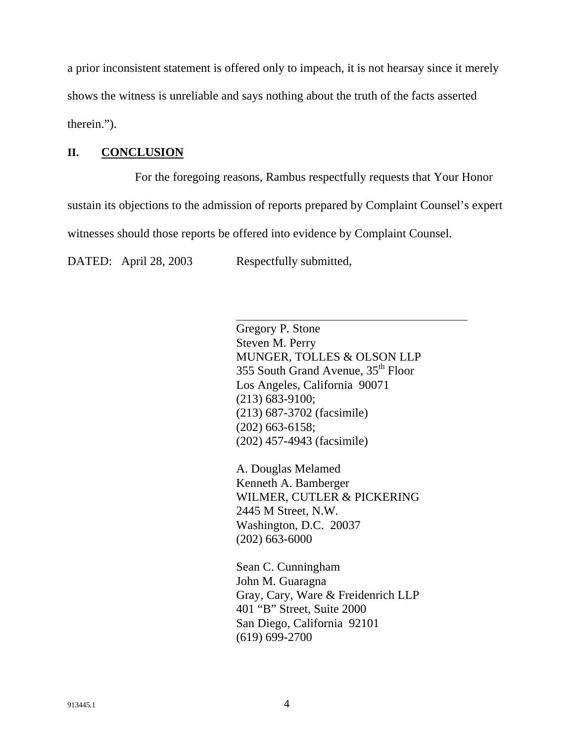a prior inconsistent statement is offered only to impeach, it is not hearsay since it merely shows the witness is unreliable and says nothing about the truth of the facts asserted therein.").

## II. CONCLUSION

For the foregoing reasons, Rambus respectfully requests that Your Honor sustain its objections to the admission of reports prepared by Complaint Counsel's expert witnesses should those reports be offered into evidence by Complaint Counsel.

DATED: April 28, 2003 Respectfully submitted,

\_\_\_\_\_\_\_\_\_\_\_\_\_\_\_\_\_\_\_\_\_\_\_\_\_\_\_\_\_\_\_\_\_\_\_\_\_\_\_\_

Gregory P. Stone
Steven M. Perry
MUNGER, TOLLES & OLSON LLP
355 South Grand Avenue, 35th Floor
Los Angeles, California 90071
(213) 683-9100;
(213) 687-3702 (facsimile)
(202) 663-6158;
(202) 457-4943 (facsimile)

A. Douglas Melamed
Kenneth A. Bamberger
WILMER, CUTLER & PICKERING
2445 M Street, N.W.
Washington, D.C. 20037
(202) 663-6000

Sean C. Cunningham
John M. Guaragna
Gray, Cary, Ware & Freidenrich LLP
401 "B" Street, Suite 2000
San Diego, California 92101
(619) 699-2700

913445.1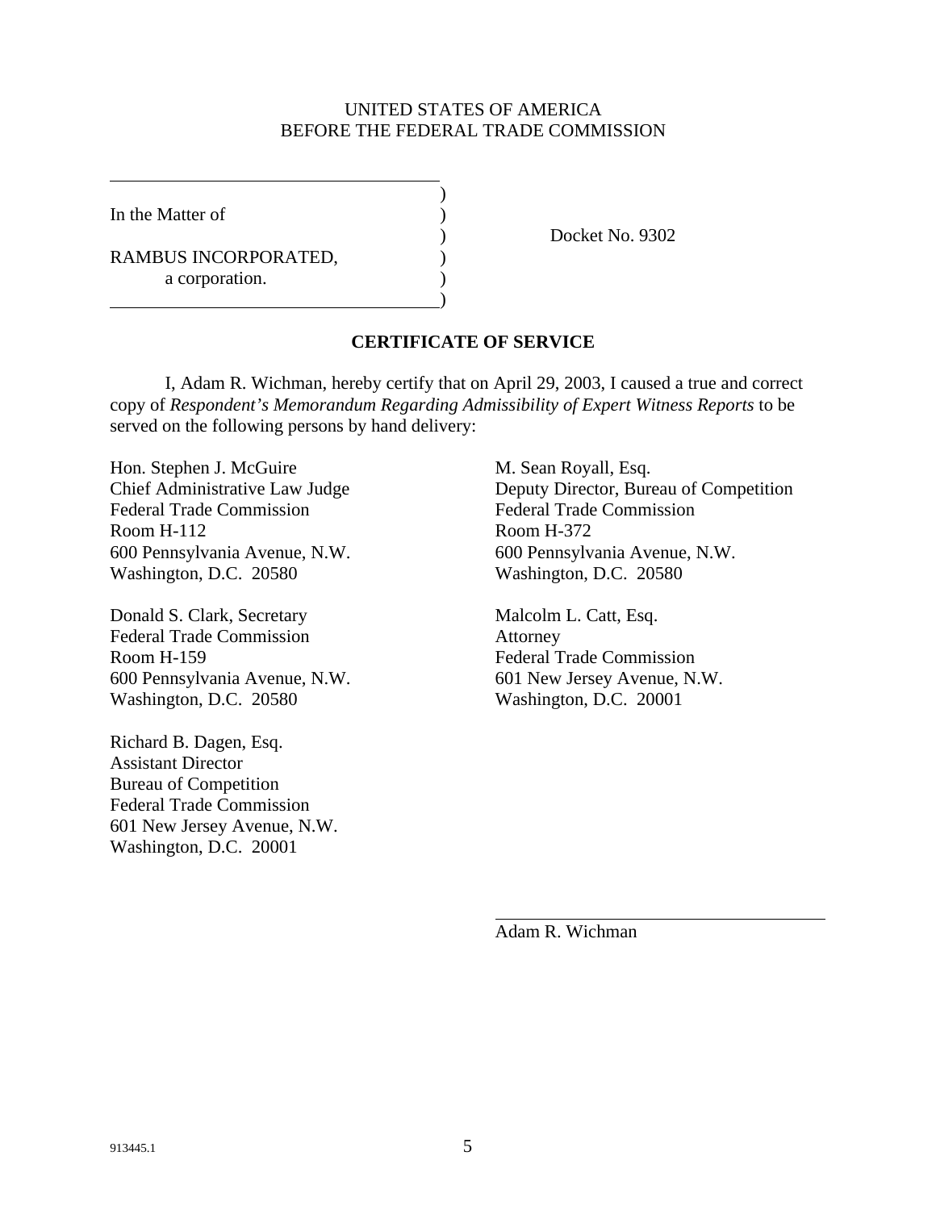UNITED STATES OF AMERICA
BEFORE THE FEDERAL TRADE COMMISSION

| | | |
|---|---|---|
| In the Matter of | ) | |
| | ) | Docket No. 9302 |
| RAMBUS INCORPORATED, a corporation. | ) | |

## CERTIFICATE OF SERVICE

I, Adam R. Wichman, hereby certify that on April 29, 2003, I caused a true and correct copy of *Respondent's Memorandum Regarding Admissibility of Expert Witness Reports* to be served on the following persons by hand delivery:

Hon. Stephen J. McGuire
Chief Administrative Law Judge
Federal Trade Commission
Room H-112
600 Pennsylvania Avenue, N.W.
Washington, D.C. 20580

Donald S. Clark, Secretary
Federal Trade Commission
Room H-159
600 Pennsylvania Avenue, N.W.
Washington, D.C. 20580

Richard B. Dagen, Esq.
Assistant Director
Bureau of Competition
Federal Trade Commission
601 New Jersey Avenue, N.W.
Washington, D.C. 20001

M. Sean Royall, Esq.
Deputy Director, Bureau of Competition
Federal Trade Commission
Room H-372
600 Pennsylvania Avenue, N.W.
Washington, D.C. 20580

Malcolm L. Catt, Esq.
Attorney
Federal Trade Commission
601 New Jersey Avenue, N.W.
Washington, D.C. 20001

Adam R. Wichman

913445.1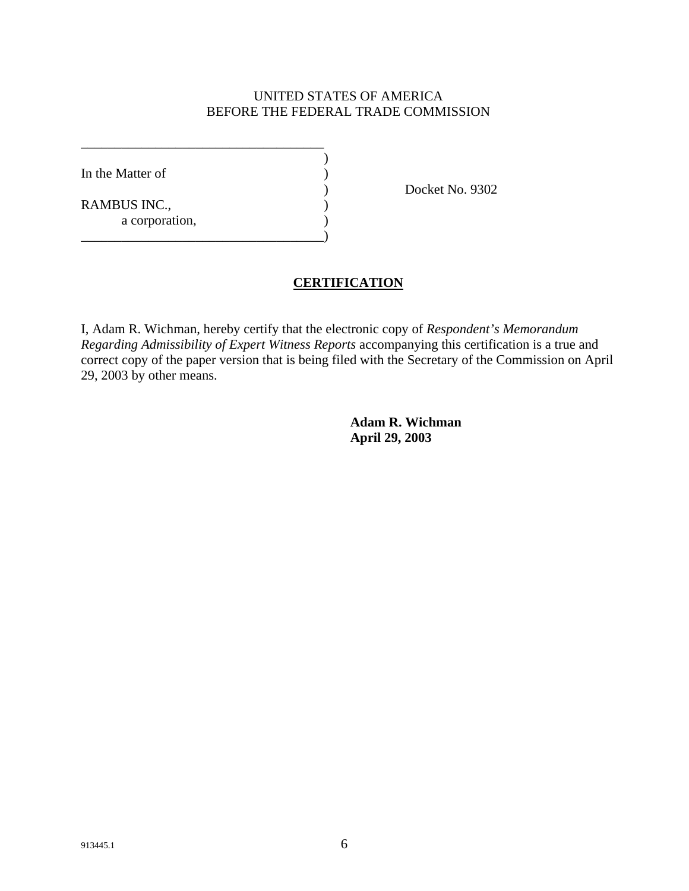UNITED STATES OF AMERICA
BEFORE THE FEDERAL TRADE COMMISSION

| | | |
|---|---|---|
| In the Matter of | ) | |
| | ) | Docket No. 9302 |
| RAMBUS INC., | ) | |
| a corporation, | ) | |

## CERTIFICATION

I, Adam R. Wichman, hereby certify that the electronic copy of *Respondent's Memorandum Regarding Admissibility of Expert Witness Reports* accompanying this certification is a true and correct copy of the paper version that is being filed with the Secretary of the Commission on April 29, 2003 by other means.

**Adam R. Wichman**
**April 29, 2003**

913445.1